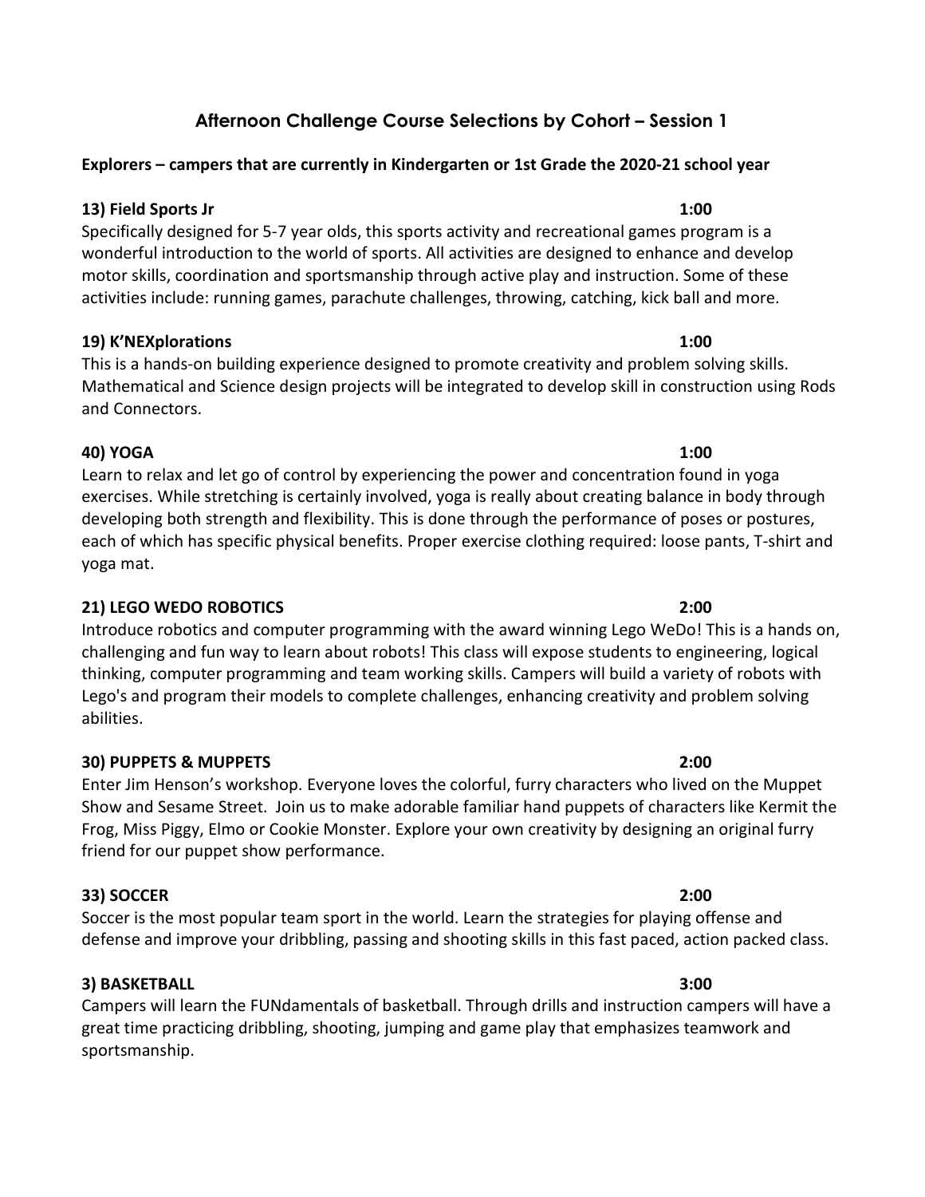# Afternoon Challenge Course Selections by Cohort – Session 1

**Explorers – campers that are currently in Kindergarten or 1st Grade the 2020-21 school year**

**13) Field Sports Jr** **1:00**

Specifically designed for 5-7 year olds, this sports activity and recreational games program is a wonderful introduction to the world of sports. All activities are designed to enhance and develop motor skills, coordination and sportsmanship through active play and instruction. Some of these activities include: running games, parachute challenges, throwing, catching, kick ball and more.

**19) K'NEXplorations** **1:00**

This is a hands-on building experience designed to promote creativity and problem solving skills. Mathematical and Science design projects will be integrated to develop skill in construction using Rods and Connectors.

**40) YOGA** **1:00**

Learn to relax and let go of control by experiencing the power and concentration found in yoga exercises. While stretching is certainly involved, yoga is really about creating balance in body through developing both strength and flexibility. This is done through the performance of poses or postures, each of which has specific physical benefits. Proper exercise clothing required: loose pants, T-shirt and yoga mat.

**21) LEGO WEDO ROBOTICS** **2:00**

Introduce robotics and computer programming with the award winning Lego WeDo! This is a hands on, challenging and fun way to learn about robots! This class will expose students to engineering, logical thinking, computer programming and team working skills. Campers will build a variety of robots with Lego's and program their models to complete challenges, enhancing creativity and problem solving abilities.

**30) PUPPETS & MUPPETS** **2:00**

Enter Jim Henson's workshop. Everyone loves the colorful, furry characters who lived on the Muppet Show and Sesame Street. Join us to make adorable familiar hand puppets of characters like Kermit the Frog, Miss Piggy, Elmo or Cookie Monster. Explore your own creativity by designing an original furry friend for our puppet show performance.

**33) SOCCER** **2:00**

Soccer is the most popular team sport in the world. Learn the strategies for playing offense and defense and improve your dribbling, passing and shooting skills in this fast paced, action packed class.

**3) BASKETBALL** **3:00**

Campers will learn the FUNdamentals of basketball. Through drills and instruction campers will have a great time practicing dribbling, shooting, jumping and game play that emphasizes teamwork and sportsmanship.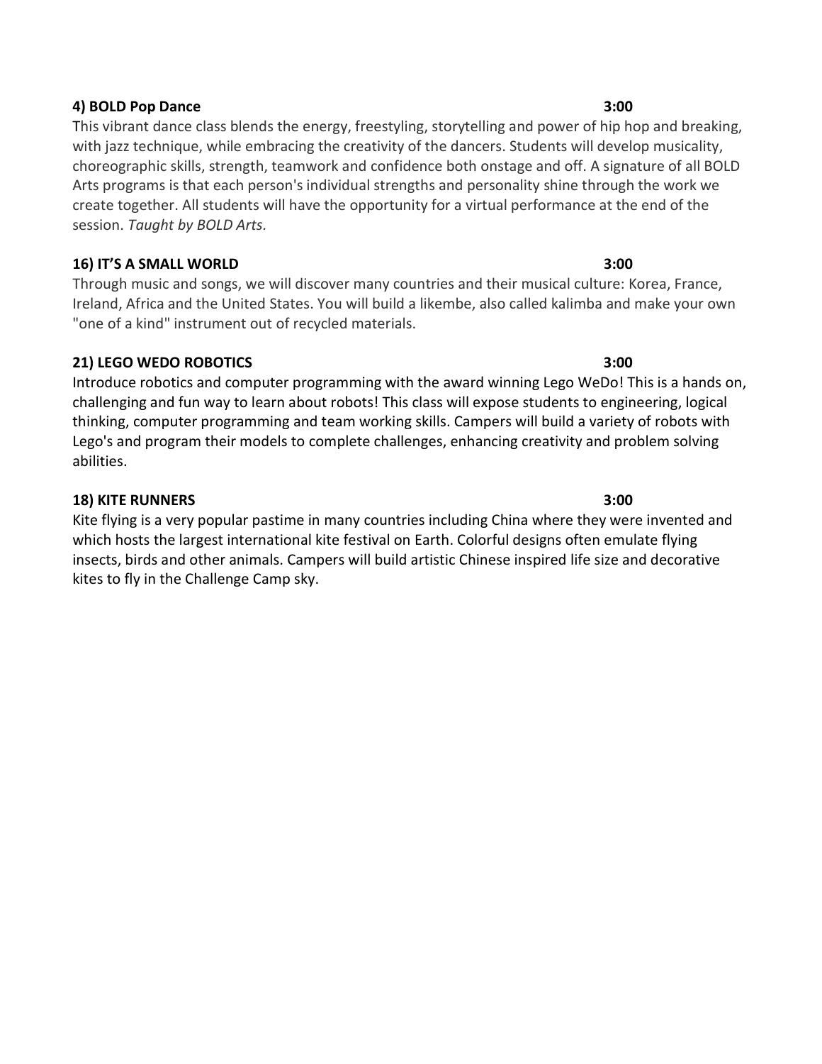**4) BOLD Pop Dance** **3:00**

This vibrant dance class blends the energy, freestyling, storytelling and power of hip hop and breaking, with jazz technique, while embracing the creativity of the dancers. Students will develop musicality, choreographic skills, strength, teamwork and confidence both onstage and off. A signature of all BOLD Arts programs is that each person's individual strengths and personality shine through the work we create together. All students will have the opportunity for a virtual performance at the end of the session. *Taught by BOLD Arts.*

**16) IT'S A SMALL WORLD** **3:00**

Through music and songs, we will discover many countries and their musical culture: Korea, France, Ireland, Africa and the United States. You will build a likembe, also called kalimba and make your own "one of a kind" instrument out of recycled materials.

**21) LEGO WEDO ROBOTICS** **3:00**

Introduce robotics and computer programming with the award winning Lego WeDo! This is a hands on, challenging and fun way to learn about robots! This class will expose students to engineering, logical thinking, computer programming and team working skills. Campers will build a variety of robots with Lego's and program their models to complete challenges, enhancing creativity and problem solving abilities.

**18) KITE RUNNERS** **3:00**

Kite flying is a very popular pastime in many countries including China where they were invented and which hosts the largest international kite festival on Earth. Colorful designs often emulate flying insects, birds and other animals. Campers will build artistic Chinese inspired life size and decorative kites to fly in the Challenge Camp sky.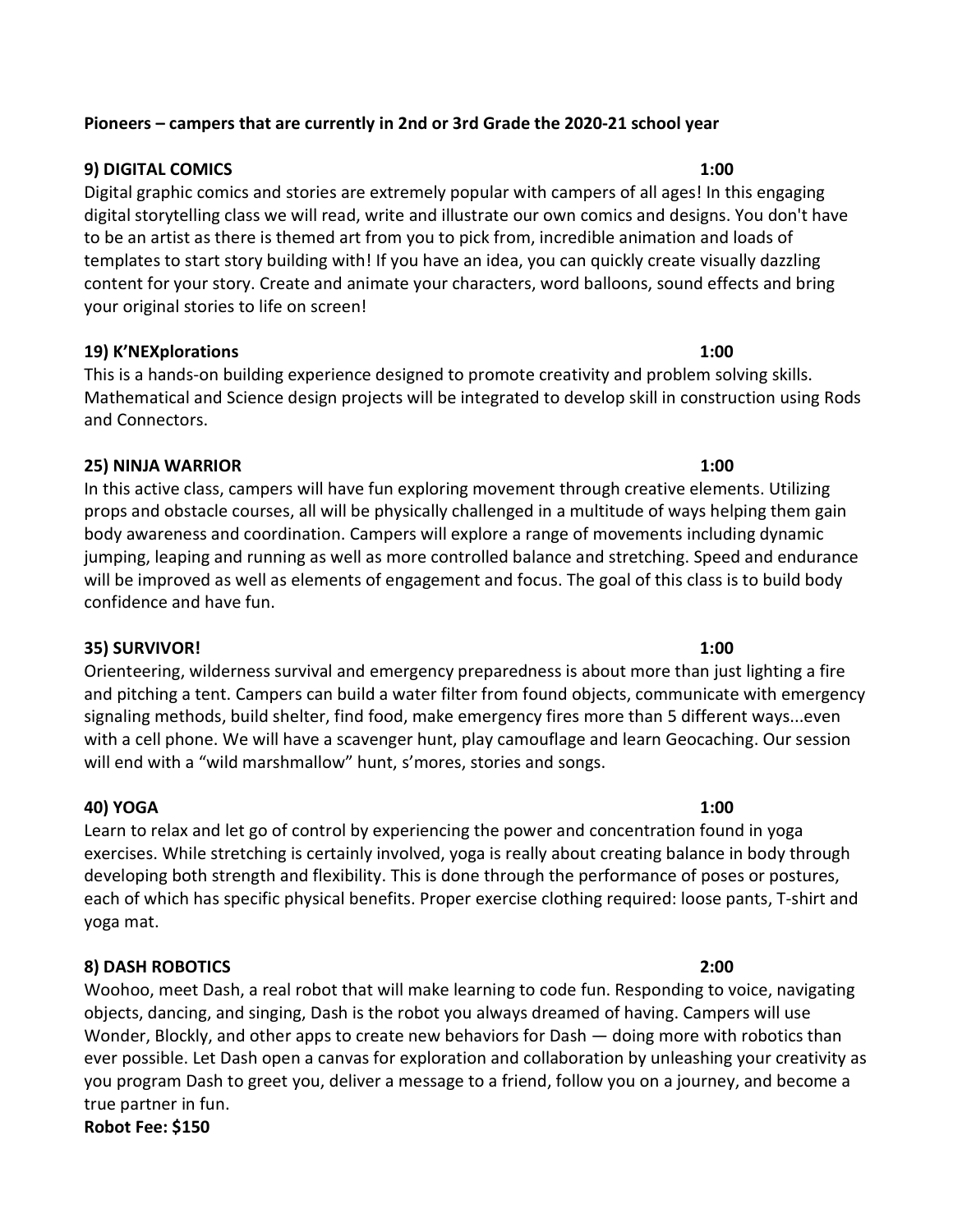**Pioneers – campers that are currently in 2nd or 3rd Grade the 2020-21 school year**

**9) DIGITAL COMICS** **1:00**

Digital graphic comics and stories are extremely popular with campers of all ages! In this engaging digital storytelling class we will read, write and illustrate our own comics and designs. You don't have to be an artist as there is themed art from you to pick from, incredible animation and loads of templates to start story building with! If you have an idea, you can quickly create visually dazzling content for your story. Create and animate your characters, word balloons, sound effects and bring your original stories to life on screen!

**19) K'NEXplorations** **1:00**

This is a hands-on building experience designed to promote creativity and problem solving skills. Mathematical and Science design projects will be integrated to develop skill in construction using Rods and Connectors.

**25) NINJA WARRIOR** **1:00**

In this active class, campers will have fun exploring movement through creative elements. Utilizing props and obstacle courses, all will be physically challenged in a multitude of ways helping them gain body awareness and coordination. Campers will explore a range of movements including dynamic jumping, leaping and running as well as more controlled balance and stretching. Speed and endurance will be improved as well as elements of engagement and focus. The goal of this class is to build body confidence and have fun.

**35) SURVIVOR!** **1:00**

Orienteering, wilderness survival and emergency preparedness is about more than just lighting a fire and pitching a tent. Campers can build a water filter from found objects, communicate with emergency signaling methods, build shelter, find food, make emergency fires more than 5 different ways...even with a cell phone. We will have a scavenger hunt, play camouflage and learn Geocaching. Our session will end with a "wild marshmallow" hunt, s'mores, stories and songs.

**40) YOGA** **1:00**

Learn to relax and let go of control by experiencing the power and concentration found in yoga exercises. While stretching is certainly involved, yoga is really about creating balance in body through developing both strength and flexibility. This is done through the performance of poses or postures, each of which has specific physical benefits. Proper exercise clothing required: loose pants, T-shirt and yoga mat.

**8) DASH ROBOTICS** **2:00**

Woohoo, meet Dash, a real robot that will make learning to code fun. Responding to voice, navigating objects, dancing, and singing, Dash is the robot you always dreamed of having. Campers will use Wonder, Blockly, and other apps to create new behaviors for Dash — doing more with robotics than ever possible. Let Dash open a canvas for exploration and collaboration by unleashing your creativity as you program Dash to greet you, deliver a message to a friend, follow you on a journey, and become a true partner in fun.

**Robot Fee: $150**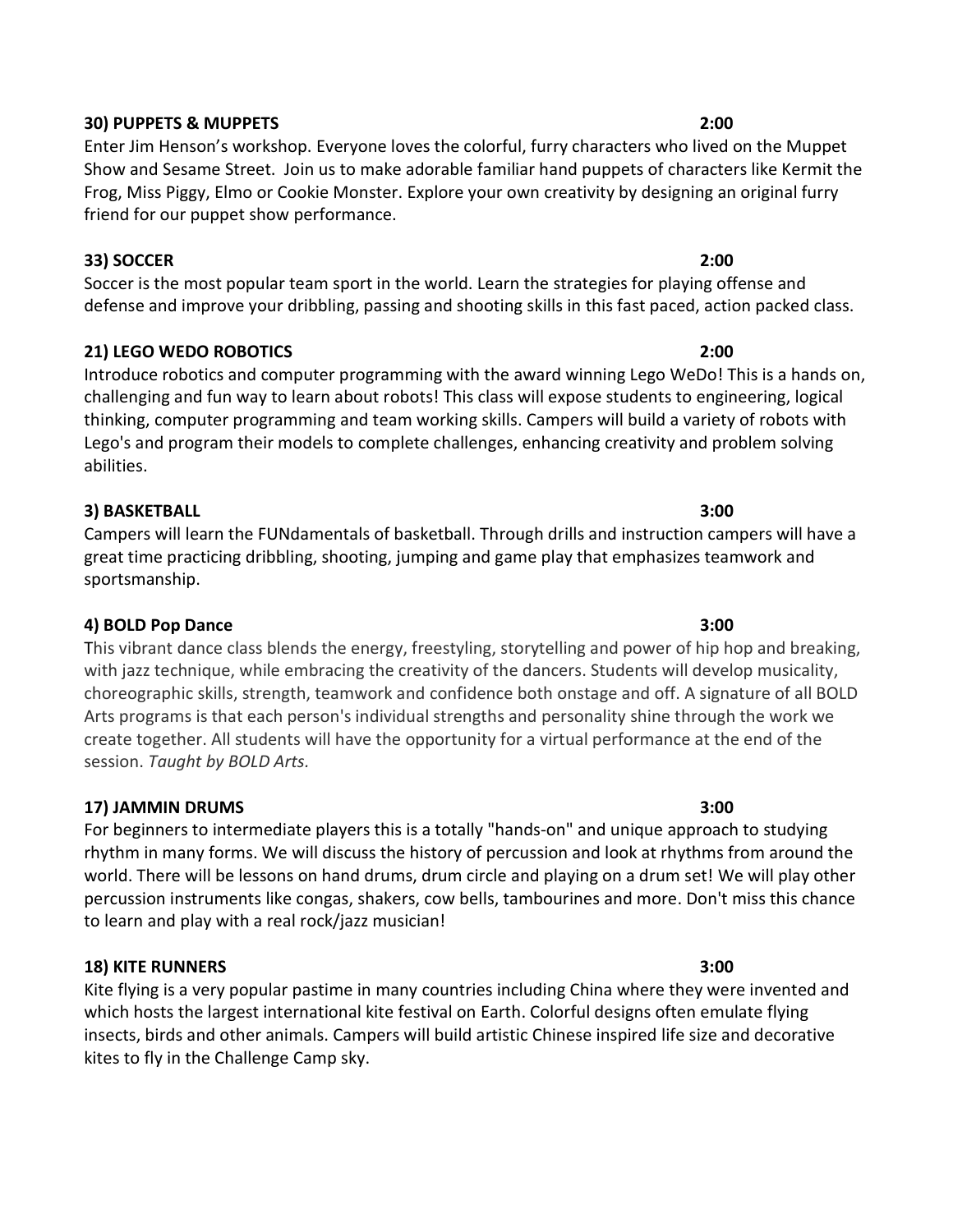**30) PUPPETS & MUPPETS** **2:00**

Enter Jim Henson's workshop. Everyone loves the colorful, furry characters who lived on the Muppet Show and Sesame Street. Join us to make adorable familiar hand puppets of characters like Kermit the Frog, Miss Piggy, Elmo or Cookie Monster. Explore your own creativity by designing an original furry friend for our puppet show performance.

**33) SOCCER** **2:00**

Soccer is the most popular team sport in the world. Learn the strategies for playing offense and defense and improve your dribbling, passing and shooting skills in this fast paced, action packed class.

**21) LEGO WEDO ROBOTICS** **2:00**

Introduce robotics and computer programming with the award winning Lego WeDo! This is a hands on, challenging and fun way to learn about robots! This class will expose students to engineering, logical thinking, computer programming and team working skills. Campers will build a variety of robots with Lego's and program their models to complete challenges, enhancing creativity and problem solving abilities.

**3) BASKETBALL** **3:00**

Campers will learn the FUNdamentals of basketball. Through drills and instruction campers will have a great time practicing dribbling, shooting, jumping and game play that emphasizes teamwork and sportsmanship.

**4) BOLD Pop Dance** **3:00**

This vibrant dance class blends the energy, freestyling, storytelling and power of hip hop and breaking, with jazz technique, while embracing the creativity of the dancers. Students will develop musicality, choreographic skills, strength, teamwork and confidence both onstage and off. A signature of all BOLD Arts programs is that each person's individual strengths and personality shine through the work we create together. All students will have the opportunity for a virtual performance at the end of the session. *Taught by BOLD Arts.*

**17) JAMMIN DRUMS** **3:00**

For beginners to intermediate players this is a totally "hands-on" and unique approach to studying rhythm in many forms. We will discuss the history of percussion and look at rhythms from around the world. There will be lessons on hand drums, drum circle and playing on a drum set! We will play other percussion instruments like congas, shakers, cow bells, tambourines and more. Don't miss this chance to learn and play with a real rock/jazz musician!

**18) KITE RUNNERS** **3:00**

Kite flying is a very popular pastime in many countries including China where they were invented and which hosts the largest international kite festival on Earth. Colorful designs often emulate flying insects, birds and other animals. Campers will build artistic Chinese inspired life size and decorative kites to fly in the Challenge Camp sky.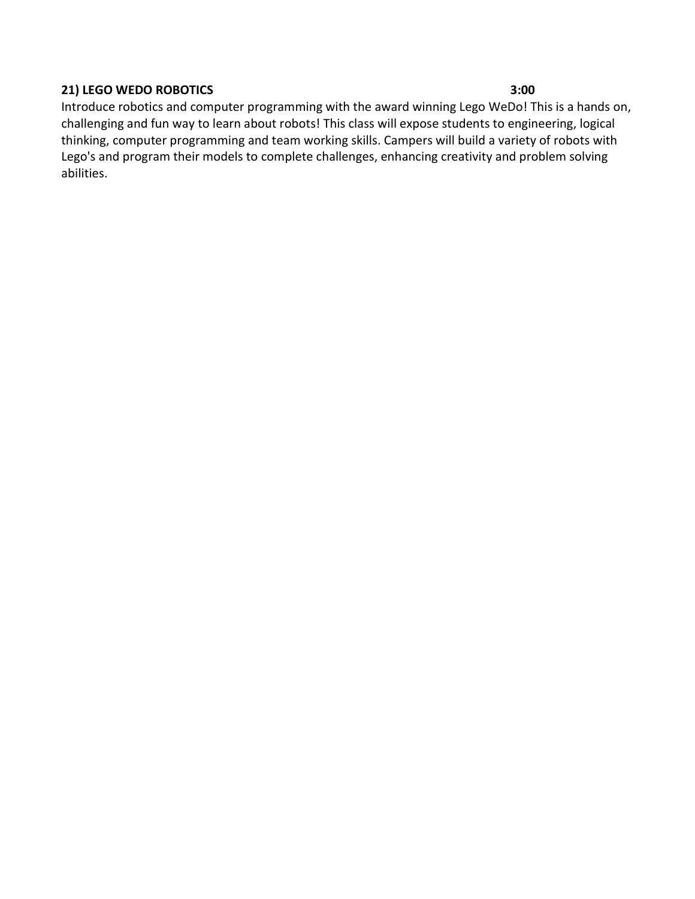**21) LEGO WEDO ROBOTICS 3:00**

Introduce robotics and computer programming with the award winning Lego WeDo! This is a hands on, challenging and fun way to learn about robots! This class will expose students to engineering, logical thinking, computer programming and team working skills. Campers will build a variety of robots with Lego's and program their models to complete challenges, enhancing creativity and problem solving abilities.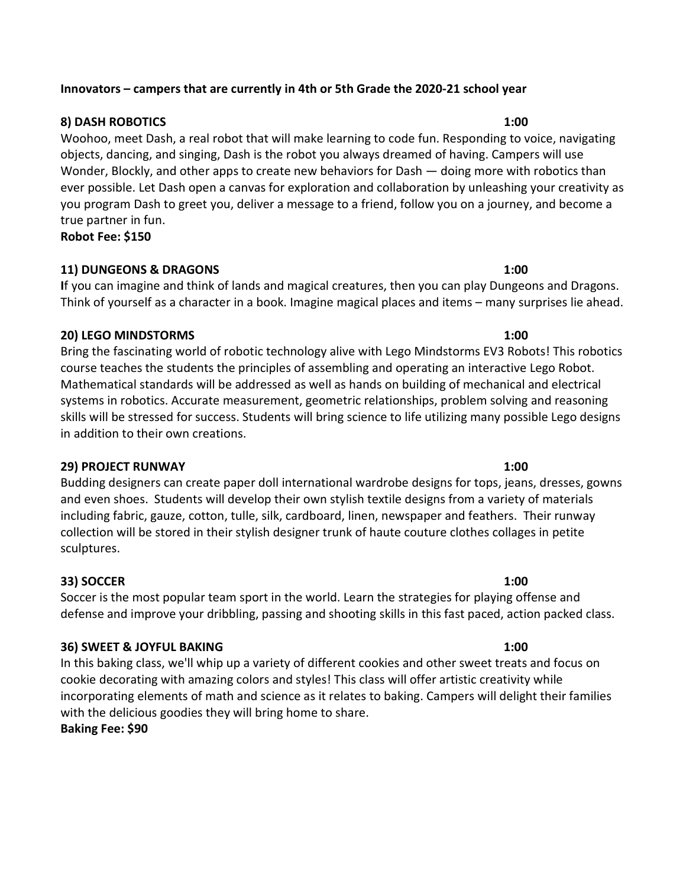**Innovators – campers that are currently in 4th or 5th Grade the 2020-21 school year**

**8) DASH ROBOTICS** **1:00**

Woohoo, meet Dash, a real robot that will make learning to code fun. Responding to voice, navigating objects, dancing, and singing, Dash is the robot you always dreamed of having. Campers will use Wonder, Blockly, and other apps to create new behaviors for Dash — doing more with robotics than ever possible. Let Dash open a canvas for exploration and collaboration by unleashing your creativity as you program Dash to greet you, deliver a message to a friend, follow you on a journey, and become a true partner in fun.

**Robot Fee: $150**

**11) DUNGEONS & DRAGONS** **1:00**

**I**f you can imagine and think of lands and magical creatures, then you can play Dungeons and Dragons. Think of yourself as a character in a book. Imagine magical places and items – many surprises lie ahead.

**20) LEGO MINDSTORMS** **1:00**

Bring the fascinating world of robotic technology alive with Lego Mindstorms EV3 Robots! This robotics course teaches the students the principles of assembling and operating an interactive Lego Robot. Mathematical standards will be addressed as well as hands on building of mechanical and electrical systems in robotics. Accurate measurement, geometric relationships, problem solving and reasoning skills will be stressed for success. Students will bring science to life utilizing many possible Lego designs in addition to their own creations.

**29) PROJECT RUNWAY** **1:00**

Budding designers can create paper doll international wardrobe designs for tops, jeans, dresses, gowns and even shoes. Students will develop their own stylish textile designs from a variety of materials including fabric, gauze, cotton, tulle, silk, cardboard, linen, newspaper and feathers. Their runway collection will be stored in their stylish designer trunk of haute couture clothes collages in petite sculptures.

**33) SOCCER** **1:00**

Soccer is the most popular team sport in the world. Learn the strategies for playing offense and defense and improve your dribbling, passing and shooting skills in this fast paced, action packed class.

**36) SWEET & JOYFUL BAKING** **1:00**

In this baking class, we'll whip up a variety of different cookies and other sweet treats and focus on cookie decorating with amazing colors and styles! This class will offer artistic creativity while incorporating elements of math and science as it relates to baking. Campers will delight their families with the delicious goodies they will bring home to share.

**Baking Fee: $90**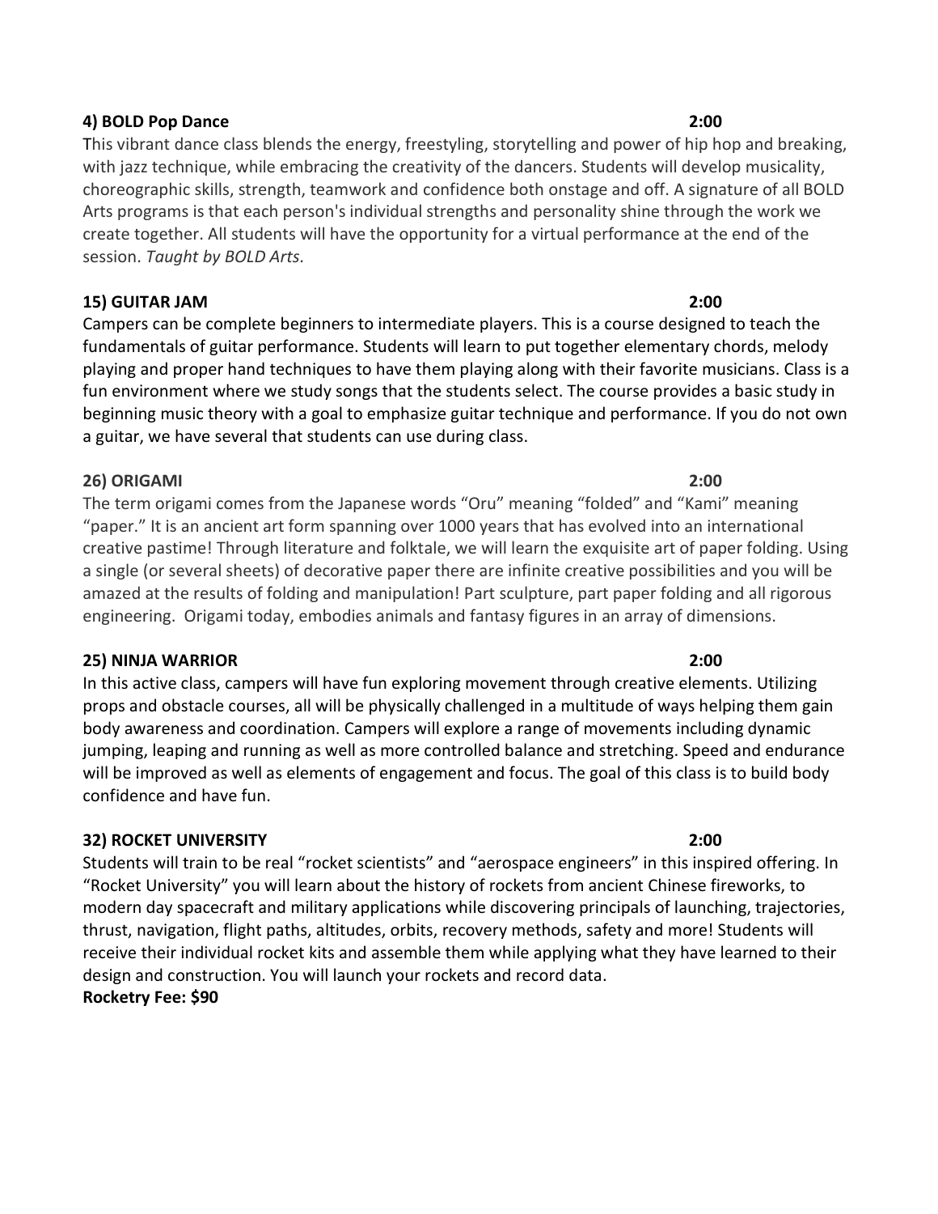**4) BOLD Pop Dance** **2:00**

This vibrant dance class blends the energy, freestyling, storytelling and power of hip hop and breaking, with jazz technique, while embracing the creativity of the dancers. Students will develop musicality, choreographic skills, strength, teamwork and confidence both onstage and off. A signature of all BOLD Arts programs is that each person's individual strengths and personality shine through the work we create together. All students will have the opportunity for a virtual performance at the end of the session. *Taught by BOLD Arts.*

**15) GUITAR JAM** **2:00**

Campers can be complete beginners to intermediate players. This is a course designed to teach the fundamentals of guitar performance. Students will learn to put together elementary chords, melody playing and proper hand techniques to have them playing along with their favorite musicians. Class is a fun environment where we study songs that the students select. The course provides a basic study in beginning music theory with a goal to emphasize guitar technique and performance. If you do not own a guitar, we have several that students can use during class.

**26) ORIGAMI** **2:00**

The term origami comes from the Japanese words "Oru" meaning "folded" and "Kami" meaning "paper." It is an ancient art form spanning over 1000 years that has evolved into an international creative pastime! Through literature and folktale, we will learn the exquisite art of paper folding. Using a single (or several sheets) of decorative paper there are infinite creative possibilities and you will be amazed at the results of folding and manipulation! Part sculpture, part paper folding and all rigorous engineering. Origami today, embodies animals and fantasy figures in an array of dimensions.

**25) NINJA WARRIOR** **2:00**

In this active class, campers will have fun exploring movement through creative elements. Utilizing props and obstacle courses, all will be physically challenged in a multitude of ways helping them gain body awareness and coordination. Campers will explore a range of movements including dynamic jumping, leaping and running as well as more controlled balance and stretching. Speed and endurance will be improved as well as elements of engagement and focus. The goal of this class is to build body confidence and have fun.

**32) ROCKET UNIVERSITY** **2:00**

Students will train to be real "rocket scientists" and "aerospace engineers" in this inspired offering. In "Rocket University" you will learn about the history of rockets from ancient Chinese fireworks, to modern day spacecraft and military applications while discovering principals of launching, trajectories, thrust, navigation, flight paths, altitudes, orbits, recovery methods, safety and more! Students will receive their individual rocket kits and assemble them while applying what they have learned to their design and construction. You will launch your rockets and record data.

**Rocketry Fee: $90**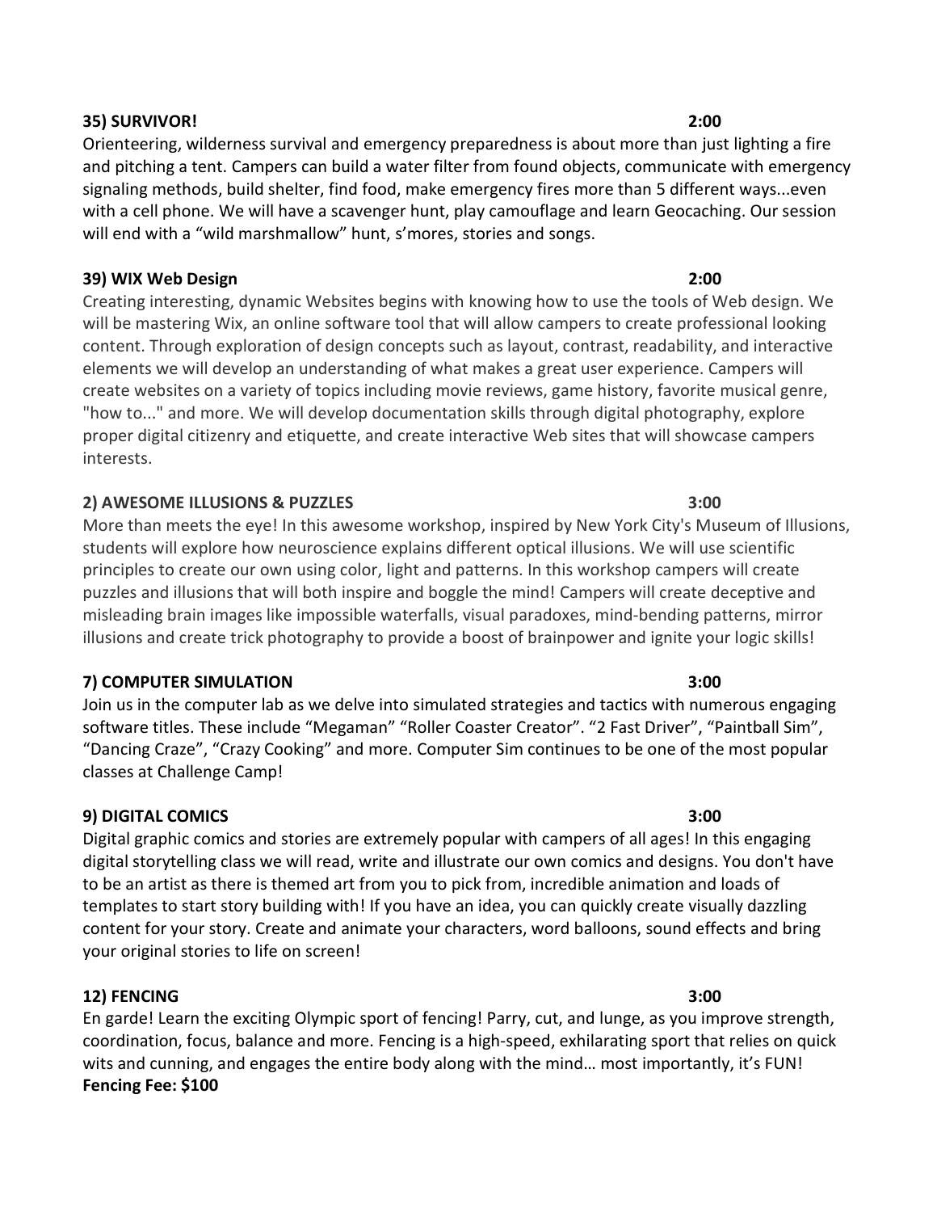**35) SURVIVOR! 2:00**

Orienteering, wilderness survival and emergency preparedness is about more than just lighting a fire and pitching a tent. Campers can build a water filter from found objects, communicate with emergency signaling methods, build shelter, find food, make emergency fires more than 5 different ways...even with a cell phone. We will have a scavenger hunt, play camouflage and learn Geocaching. Our session will end with a "wild marshmallow" hunt, s'mores, stories and songs.

**39) WIX Web Design 2:00**

Creating interesting, dynamic Websites begins with knowing how to use the tools of Web design. We will be mastering Wix, an online software tool that will allow campers to create professional looking content. Through exploration of design concepts such as layout, contrast, readability, and interactive elements we will develop an understanding of what makes a great user experience. Campers will create websites on a variety of topics including movie reviews, game history, favorite musical genre, "how to..." and more. We will develop documentation skills through digital photography, explore proper digital citizenry and etiquette, and create interactive Web sites that will showcase campers interests.

**2) AWESOME ILLUSIONS & PUZZLES 3:00**

More than meets the eye! In this awesome workshop, inspired by New York City's Museum of Illusions, students will explore how neuroscience explains different optical illusions. We will use scientific principles to create our own using color, light and patterns. In this workshop campers will create puzzles and illusions that will both inspire and boggle the mind! Campers will create deceptive and misleading brain images like impossible waterfalls, visual paradoxes, mind-bending patterns, mirror illusions and create trick photography to provide a boost of brainpower and ignite your logic skills!

**7) COMPUTER SIMULATION 3:00**

Join us in the computer lab as we delve into simulated strategies and tactics with numerous engaging software titles. These include "Megaman" "Roller Coaster Creator". "2 Fast Driver", "Paintball Sim", "Dancing Craze", "Crazy Cooking" and more. Computer Sim continues to be one of the most popular classes at Challenge Camp!

**9) DIGITAL COMICS 3:00**

Digital graphic comics and stories are extremely popular with campers of all ages! In this engaging digital storytelling class we will read, write and illustrate our own comics and designs. You don't have to be an artist as there is themed art from you to pick from, incredible animation and loads of templates to start story building with! If you have an idea, you can quickly create visually dazzling content for your story. Create and animate your characters, word balloons, sound effects and bring your original stories to life on screen!

**12) FENCING 3:00**

En garde! Learn the exciting Olympic sport of fencing! Parry, cut, and lunge, as you improve strength, coordination, focus, balance and more. Fencing is a high-speed, exhilarating sport that relies on quick wits and cunning, and engages the entire body along with the mind… most importantly, it's FUN!
**Fencing Fee: $100**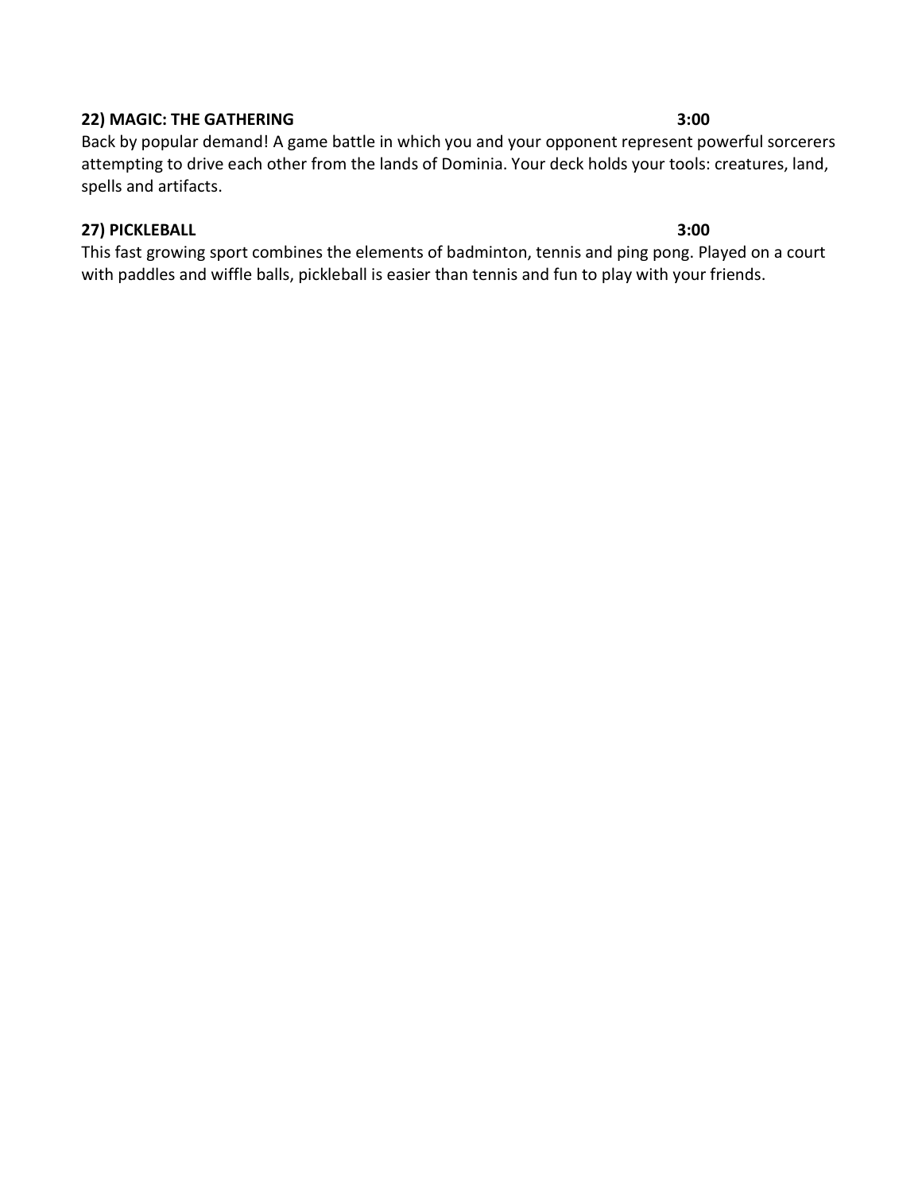**22) MAGIC: THE GATHERING 3:00**

Back by popular demand! A game battle in which you and your opponent represent powerful sorcerers attempting to drive each other from the lands of Dominia. Your deck holds your tools: creatures, land, spells and artifacts.

**27) PICKLEBALL 3:00**

This fast growing sport combines the elements of badminton, tennis and ping pong. Played on a court with paddles and wiffle balls, pickleball is easier than tennis and fun to play with your friends.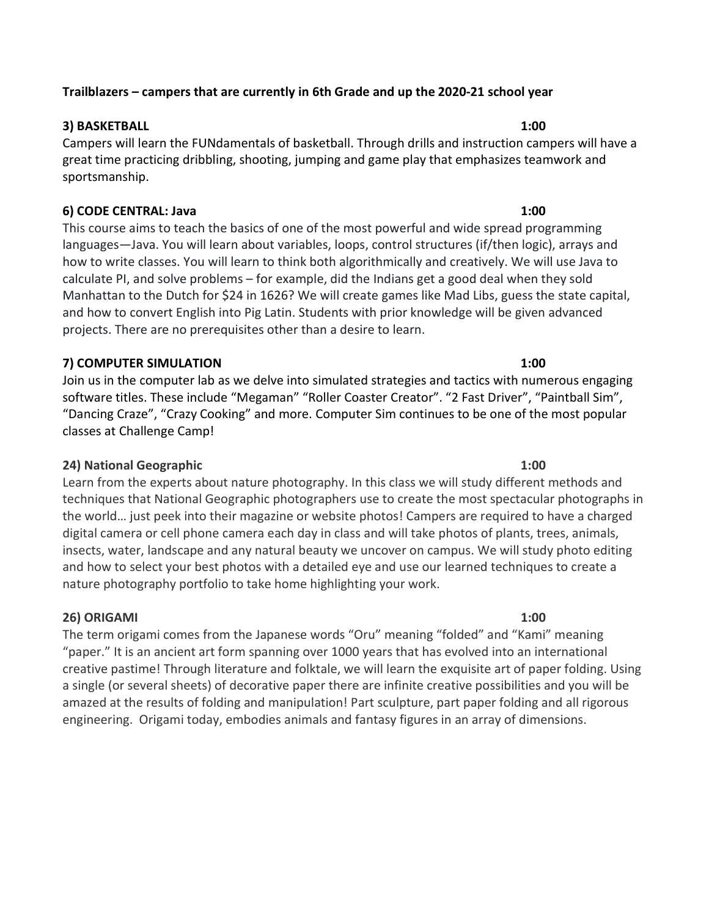**Trailblazers – campers that are currently in 6th Grade and up the 2020-21 school year**

**3) BASKETBALL 1:00**

Campers will learn the FUNdamentals of basketball. Through drills and instruction campers will have a great time practicing dribbling, shooting, jumping and game play that emphasizes teamwork and sportsmanship.

**6) CODE CENTRAL: Java 1:00**

This course aims to teach the basics of one of the most powerful and wide spread programming languages—Java. You will learn about variables, loops, control structures (if/then logic), arrays and how to write classes. You will learn to think both algorithmically and creatively. We will use Java to calculate PI, and solve problems – for example, did the Indians get a good deal when they sold Manhattan to the Dutch for $24 in 1626? We will create games like Mad Libs, guess the state capital, and how to convert English into Pig Latin. Students with prior knowledge will be given advanced projects. There are no prerequisites other than a desire to learn.

**7) COMPUTER SIMULATION 1:00**

Join us in the computer lab as we delve into simulated strategies and tactics with numerous engaging software titles. These include "Megaman" "Roller Coaster Creator". "2 Fast Driver", "Paintball Sim", "Dancing Craze", "Crazy Cooking" and more. Computer Sim continues to be one of the most popular classes at Challenge Camp!

**24) National Geographic 1:00**

Learn from the experts about nature photography. In this class we will study different methods and techniques that National Geographic photographers use to create the most spectacular photographs in the world… just peek into their magazine or website photos! Campers are required to have a charged digital camera or cell phone camera each day in class and will take photos of plants, trees, animals, insects, water, landscape and any natural beauty we uncover on campus. We will study photo editing and how to select your best photos with a detailed eye and use our learned techniques to create a nature photography portfolio to take home highlighting your work.

**26) ORIGAMI 1:00**

The term origami comes from the Japanese words "Oru" meaning "folded" and "Kami" meaning "paper." It is an ancient art form spanning over 1000 years that has evolved into an international creative pastime! Through literature and folktale, we will learn the exquisite art of paper folding. Using a single (or several sheets) of decorative paper there are infinite creative possibilities and you will be amazed at the results of folding and manipulation! Part sculpture, part paper folding and all rigorous engineering. Origami today, embodies animals and fantasy figures in an array of dimensions.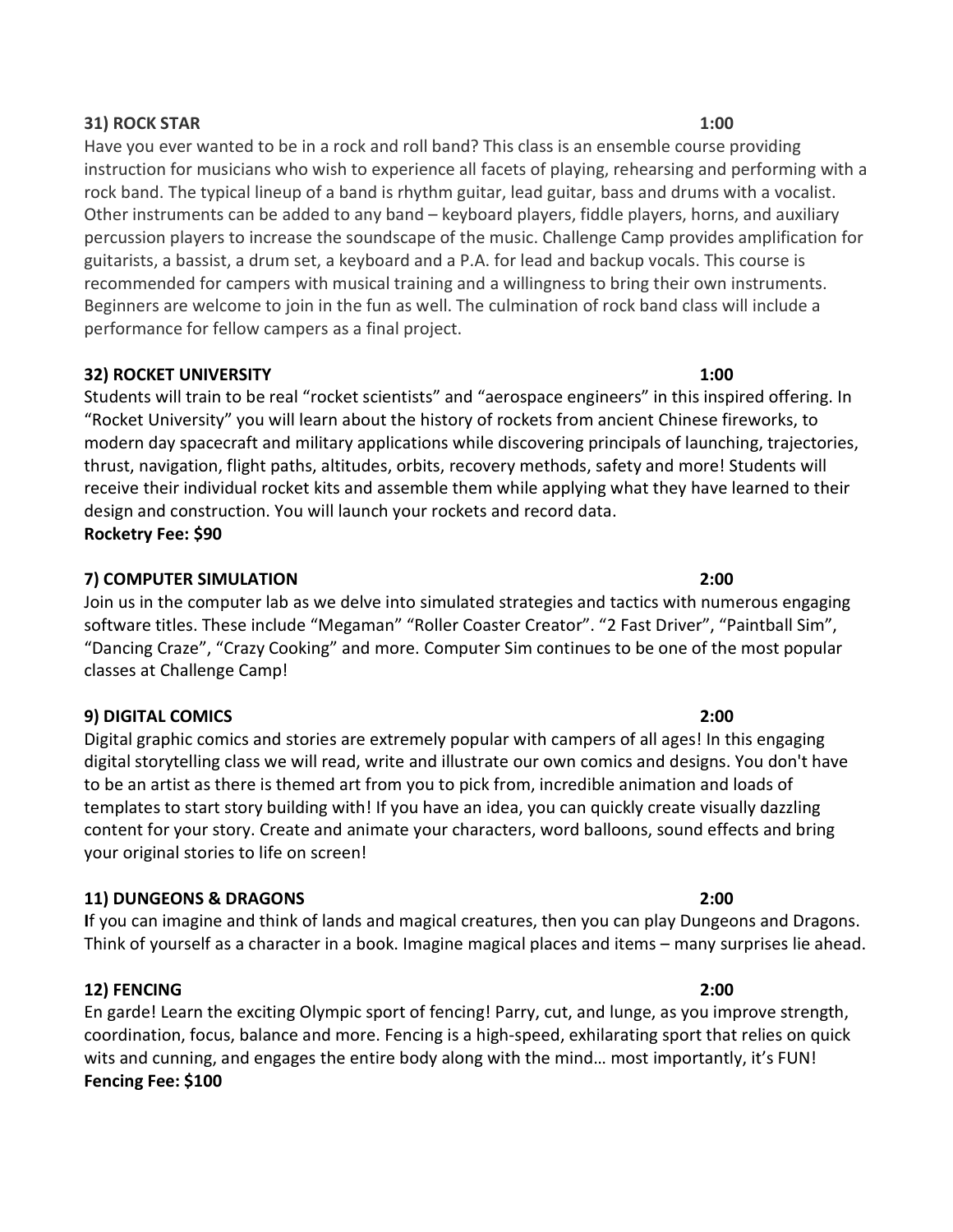**31) ROCK STAR** **1:00**

Have you ever wanted to be in a rock and roll band? This class is an ensemble course providing instruction for musicians who wish to experience all facets of playing, rehearsing and performing with a rock band. The typical lineup of a band is rhythm guitar, lead guitar, bass and drums with a vocalist. Other instruments can be added to any band – keyboard players, fiddle players, horns, and auxiliary percussion players to increase the soundscape of the music. Challenge Camp provides amplification for guitarists, a bassist, a drum set, a keyboard and a P.A. for lead and backup vocals. This course is recommended for campers with musical training and a willingness to bring their own instruments. Beginners are welcome to join in the fun as well. The culmination of rock band class will include a performance for fellow campers as a final project.

**32) ROCKET UNIVERSITY** **1:00**

Students will train to be real "rocket scientists" and "aerospace engineers" in this inspired offering. In "Rocket University" you will learn about the history of rockets from ancient Chinese fireworks, to modern day spacecraft and military applications while discovering principals of launching, trajectories, thrust, navigation, flight paths, altitudes, orbits, recovery methods, safety and more! Students will receive their individual rocket kits and assemble them while applying what they have learned to their design and construction. You will launch your rockets and record data.
**Rocketry Fee: $90**

**7) COMPUTER SIMULATION** **2:00**

Join us in the computer lab as we delve into simulated strategies and tactics with numerous engaging software titles. These include "Megaman" "Roller Coaster Creator". "2 Fast Driver", "Paintball Sim", "Dancing Craze", "Crazy Cooking" and more. Computer Sim continues to be one of the most popular classes at Challenge Camp!

**9) DIGITAL COMICS** **2:00**

Digital graphic comics and stories are extremely popular with campers of all ages! In this engaging digital storytelling class we will read, write and illustrate our own comics and designs. You don't have to be an artist as there is themed art from you to pick from, incredible animation and loads of templates to start story building with! If you have an idea, you can quickly create visually dazzling content for your story. Create and animate your characters, word balloons, sound effects and bring your original stories to life on screen!

**11) DUNGEONS & DRAGONS** **2:00**

**I**f you can imagine and think of lands and magical creatures, then you can play Dungeons and Dragons. Think of yourself as a character in a book. Imagine magical places and items – many surprises lie ahead.

**12) FENCING** **2:00**

En garde! Learn the exciting Olympic sport of fencing! Parry, cut, and lunge, as you improve strength, coordination, focus, balance and more. Fencing is a high-speed, exhilarating sport that relies on quick wits and cunning, and engages the entire body along with the mind… most importantly, it's FUN!
**Fencing Fee: $100**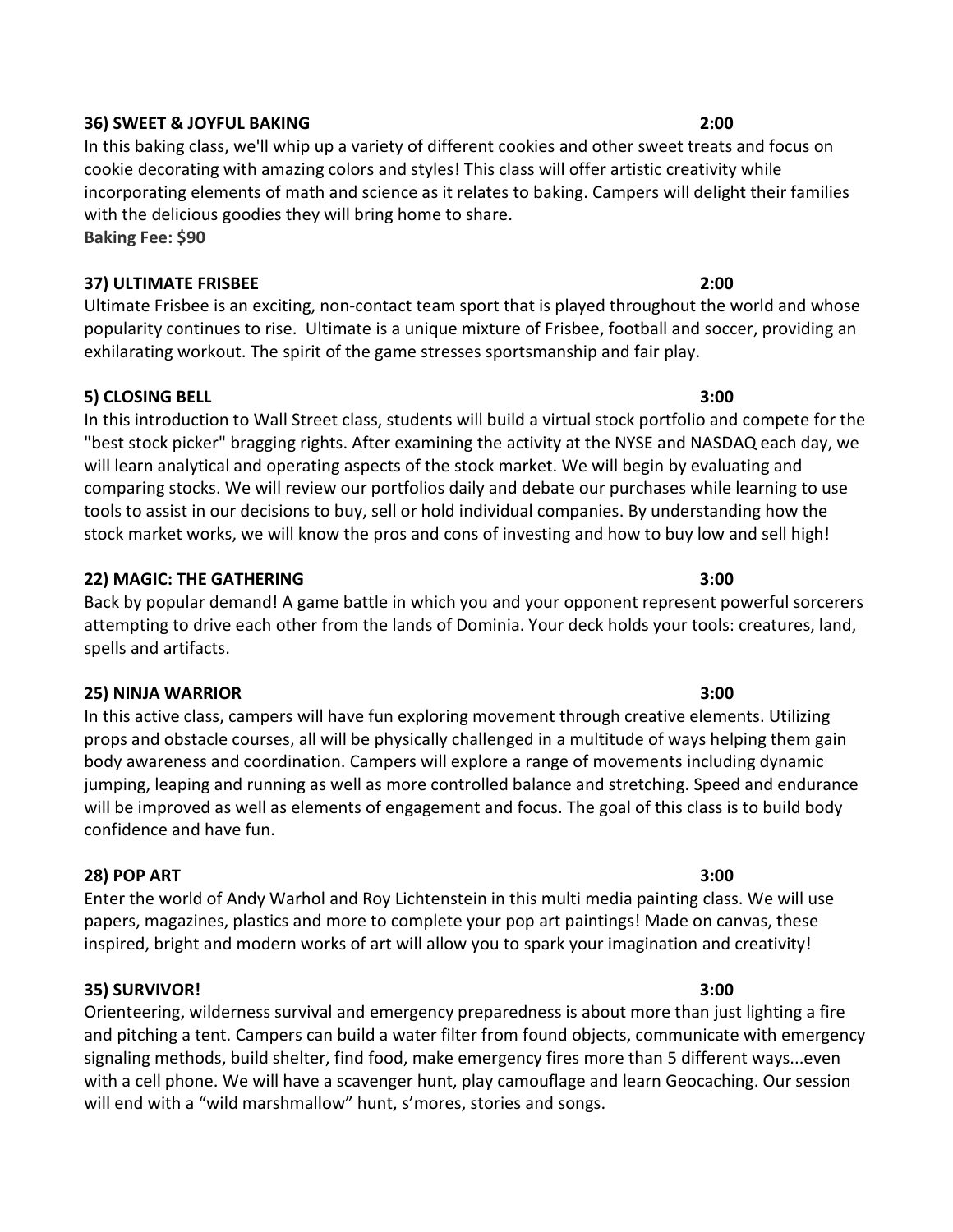**36) SWEET & JOYFUL BAKING** **2:00**

In this baking class, we'll whip up a variety of different cookies and other sweet treats and focus on cookie decorating with amazing colors and styles! This class will offer artistic creativity while incorporating elements of math and science as it relates to baking. Campers will delight their families with the delicious goodies they will bring home to share.

**Baking Fee: $90**

**37) ULTIMATE FRISBEE** **2:00**

Ultimate Frisbee is an exciting, non-contact team sport that is played throughout the world and whose popularity continues to rise. Ultimate is a unique mixture of Frisbee, football and soccer, providing an exhilarating workout. The spirit of the game stresses sportsmanship and fair play.

**5) CLOSING BELL** **3:00**

In this introduction to Wall Street class, students will build a virtual stock portfolio and compete for the "best stock picker" bragging rights. After examining the activity at the NYSE and NASDAQ each day, we will learn analytical and operating aspects of the stock market. We will begin by evaluating and comparing stocks. We will review our portfolios daily and debate our purchases while learning to use tools to assist in our decisions to buy, sell or hold individual companies. By understanding how the stock market works, we will know the pros and cons of investing and how to buy low and sell high!

**22) MAGIC: THE GATHERING** **3:00**

Back by popular demand! A game battle in which you and your opponent represent powerful sorcerers attempting to drive each other from the lands of Dominia. Your deck holds your tools: creatures, land, spells and artifacts.

**25) NINJA WARRIOR** **3:00**

In this active class, campers will have fun exploring movement through creative elements. Utilizing props and obstacle courses, all will be physically challenged in a multitude of ways helping them gain body awareness and coordination. Campers will explore a range of movements including dynamic jumping, leaping and running as well as more controlled balance and stretching. Speed and endurance will be improved as well as elements of engagement and focus. The goal of this class is to build body confidence and have fun.

**28) POP ART** **3:00**

Enter the world of Andy Warhol and Roy Lichtenstein in this multi media painting class. We will use papers, magazines, plastics and more to complete your pop art paintings! Made on canvas, these inspired, bright and modern works of art will allow you to spark your imagination and creativity!

**35) SURVIVOR!** **3:00**

Orienteering, wilderness survival and emergency preparedness is about more than just lighting a fire and pitching a tent. Campers can build a water filter from found objects, communicate with emergency signaling methods, build shelter, find food, make emergency fires more than 5 different ways...even with a cell phone. We will have a scavenger hunt, play camouflage and learn Geocaching. Our session will end with a "wild marshmallow" hunt, s'mores, stories and songs.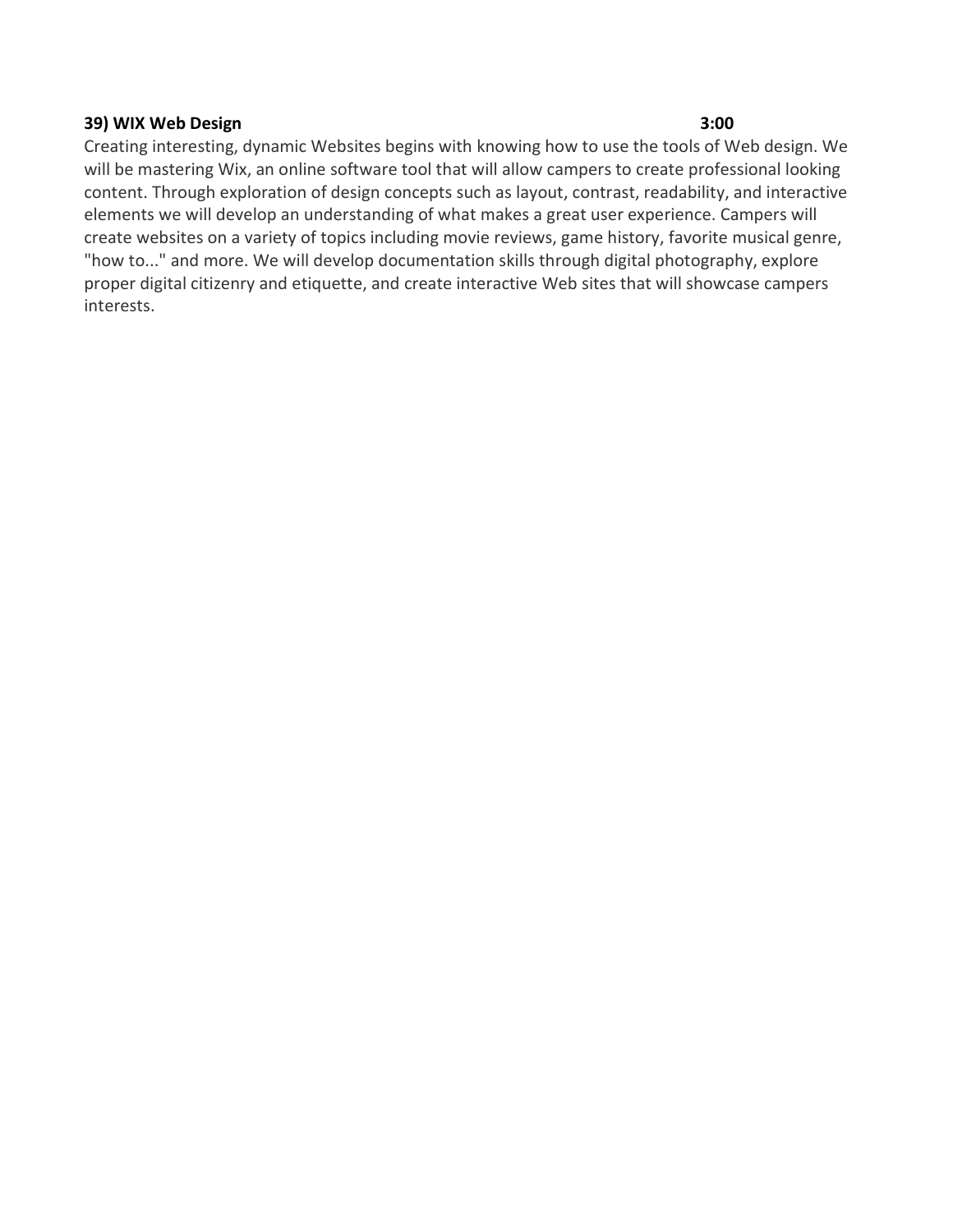**39) WIX Web Design 3:00**

Creating interesting, dynamic Websites begins with knowing how to use the tools of Web design. We will be mastering Wix, an online software tool that will allow campers to create professional looking content. Through exploration of design concepts such as layout, contrast, readability, and interactive elements we will develop an understanding of what makes a great user experience. Campers will create websites on a variety of topics including movie reviews, game history, favorite musical genre, "how to..." and more. We will develop documentation skills through digital photography, explore proper digital citizenry and etiquette, and create interactive Web sites that will showcase campers interests.